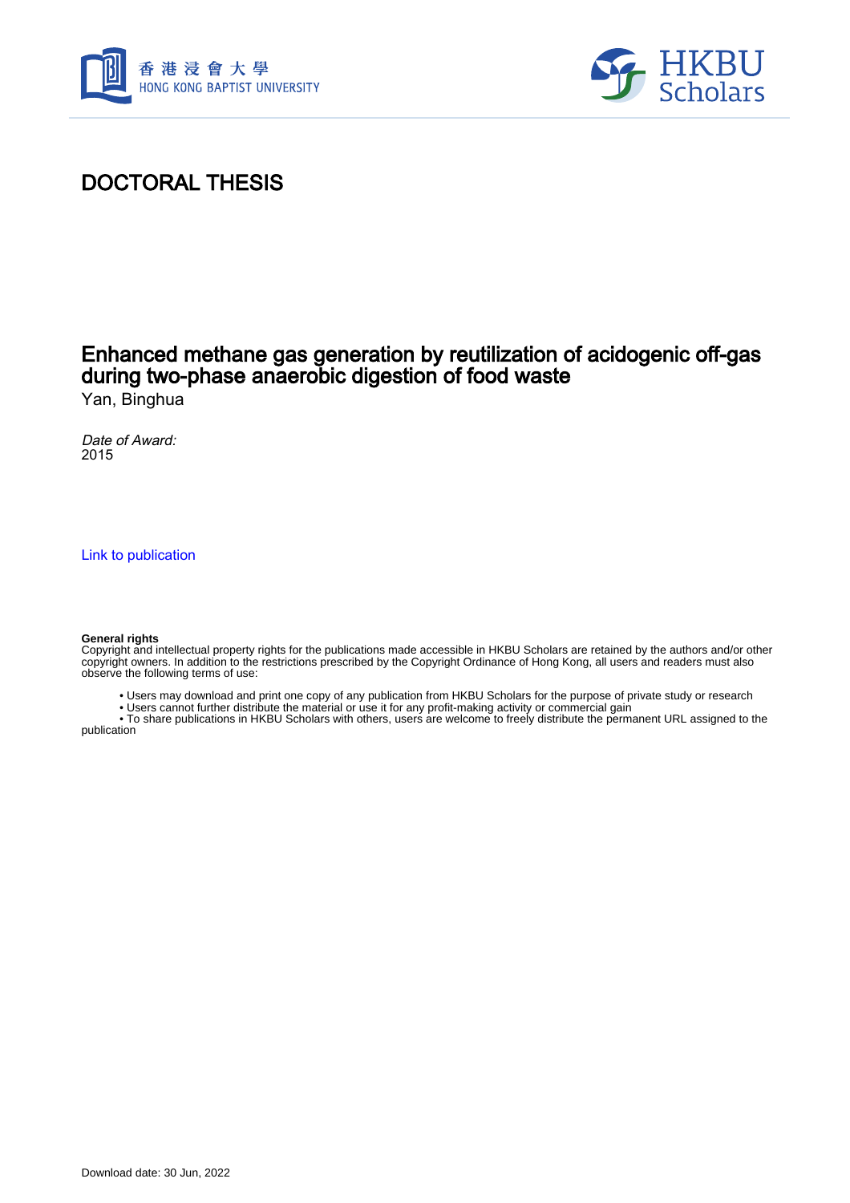# DOCTORAL THESIS

## Enhanced methane gas generation by reutilization of acidogenic off-gas during two-phase anaerobic digestion of food waste

Yan, Binghua

*Date of Award:*
2015

Link to publication

**General rights**
Copyright and intellectual property rights for the publications made accessible in HKBU Scholars are retained by the authors and/or other copyright owners. In addition to the restrictions prescribed by the Copyright Ordinance of Hong Kong, all users and readers must also observe the following terms of use:

- Users may download and print one copy of any publication from HKBU Scholars for the purpose of private study or research
- Users cannot further distribute the material or use it for any profit-making activity or commercial gain
- To share publications in HKBU Scholars with others, users are welcome to freely distribute the permanent URL assigned to the publication

Download date: 30 Jun, 2022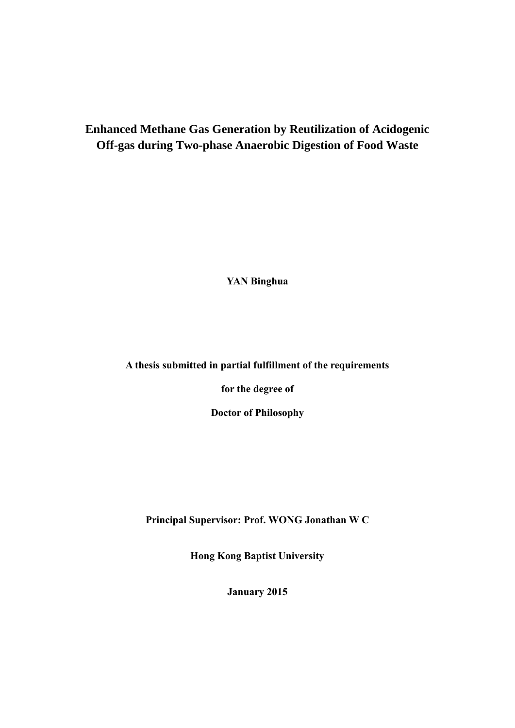# Enhanced Methane Gas Generation by Reutilization of Acidogenic Off-gas during Two-phase Anaerobic Digestion of Food Waste

**YAN Binghua**

**A thesis submitted in partial fulfillment of the requirements**

**for the degree of**

**Doctor of Philosophy**

**Principal Supervisor: Prof. WONG Jonathan W C**

**Hong Kong Baptist University**

**January 2015**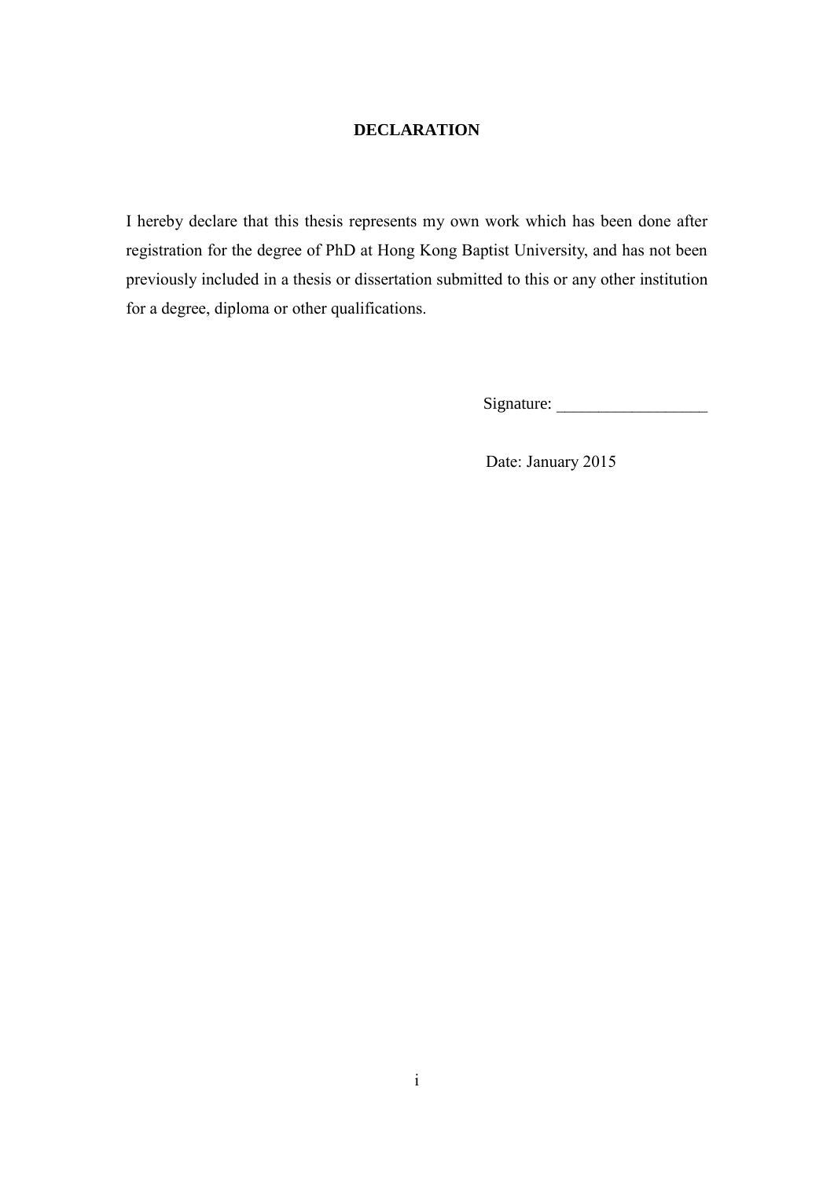**DECLARATION**

I hereby declare that this thesis represents my own work which has been done after registration for the degree of PhD at Hong Kong Baptist University, and has not been previously included in a thesis or dissertation submitted to this or any other institution for a degree, diploma or other qualifications.

Signature: __________________

Date: January 2015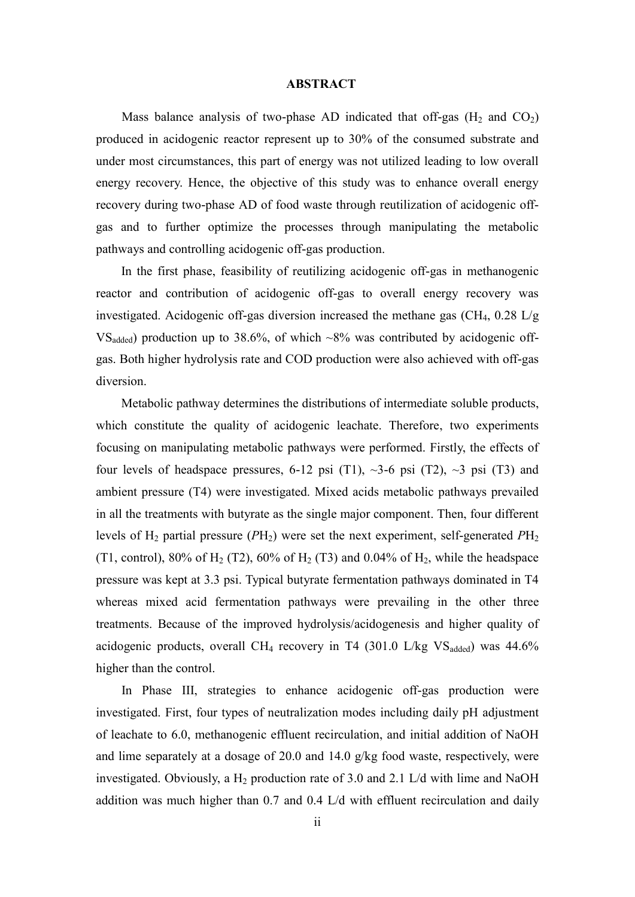# ABSTRACT

Mass balance analysis of two-phase AD indicated that off-gas ($H_2$ and $CO_2$) produced in acidogenic reactor represent up to 30% of the consumed substrate and under most circumstances, this part of energy was not utilized leading to low overall energy recovery. Hence, the objective of this study was to enhance overall energy recovery during two-phase AD of food waste through reutilization of acidogenic off-gas and to further optimize the processes through manipulating the metabolic pathways and controlling acidogenic off-gas production.

In the first phase, feasibility of reutilizing acidogenic off-gas in methanogenic reactor and contribution of acidogenic off-gas to overall energy recovery was investigated. Acidogenic off-gas diversion increased the methane gas ($CH_4$, 0.28 L/g $VS_{added}$) production up to 38.6%, of which ~8% was contributed by acidogenic off-gas. Both higher hydrolysis rate and COD production were also achieved with off-gas diversion.

Metabolic pathway determines the distributions of intermediate soluble products, which constitute the quality of acidogenic leachate. Therefore, two experiments focusing on manipulating metabolic pathways were performed. Firstly, the effects of four levels of headspace pressures, 6-12 psi (T1), ~3-6 psi (T2), ~3 psi (T3) and ambient pressure (T4) were investigated. Mixed acids metabolic pathways prevailed in all the treatments with butyrate as the single major component. Then, four different levels of $H_2$ partial pressure ($PH_2$) were set the next experiment, self-generated $PH_2$ (T1, control), 80% of $H_2$ (T2), 60% of $H_2$ (T3) and 0.04% of $H_2$, while the headspace pressure was kept at 3.3 psi. Typical butyrate fermentation pathways dominated in T4 whereas mixed acid fermentation pathways were prevailing in the other three treatments. Because of the improved hydrolysis/acidogenesis and higher quality of acidogenic products, overall $CH_4$ recovery in T4 (301.0 L/kg $VS_{added}$) was 44.6% higher than the control.

In Phase III, strategies to enhance acidogenic off-gas production were investigated. First, four types of neutralization modes including daily pH adjustment of leachate to 6.0, methanogenic effluent recirculation, and initial addition of NaOH and lime separately at a dosage of 20.0 and 14.0 g/kg food waste, respectively, were investigated. Obviously, a $H_2$ production rate of 3.0 and 2.1 L/d with lime and NaOH addition was much higher than 0.7 and 0.4 L/d with effluent recirculation and daily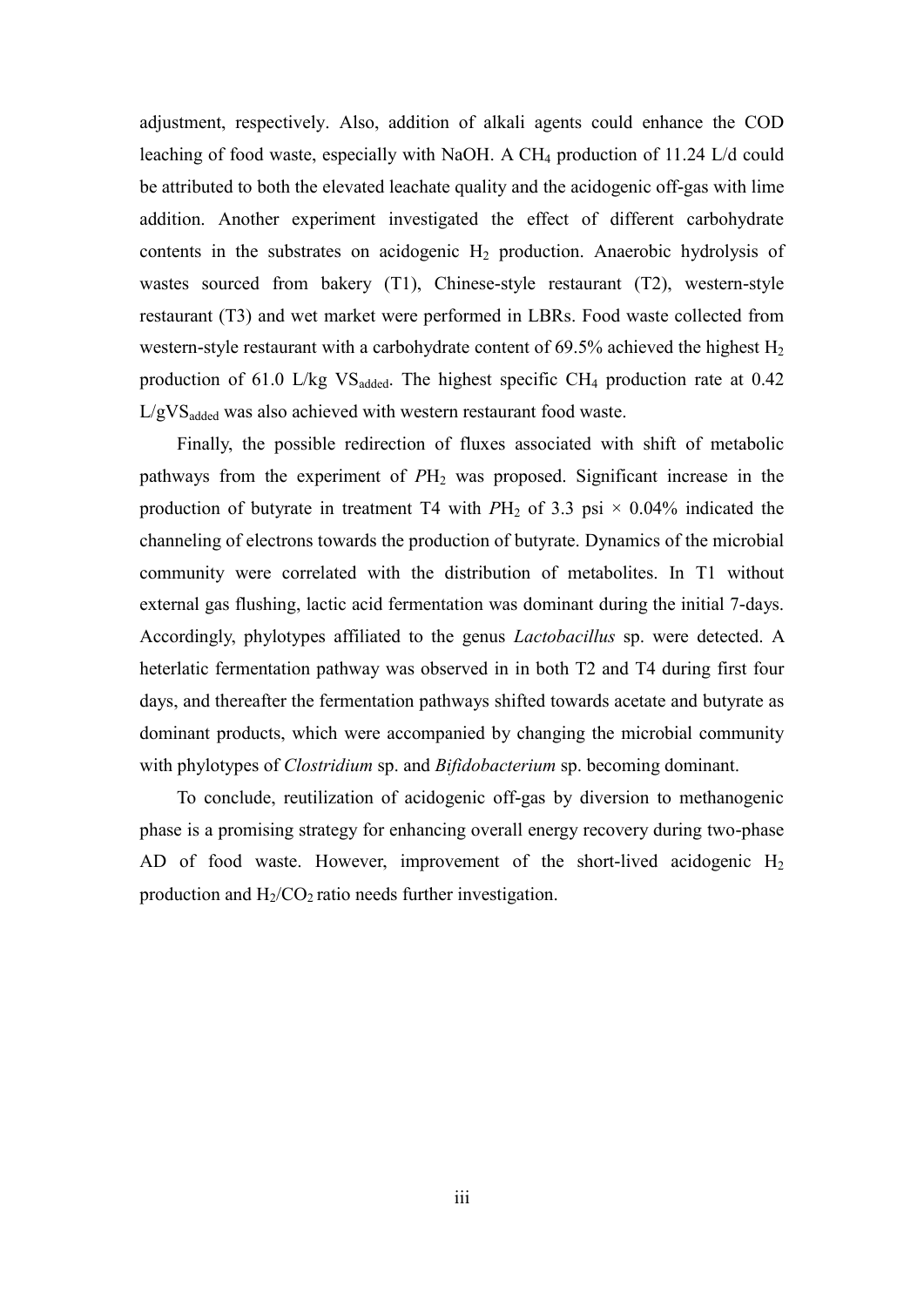adjustment, respectively. Also, addition of alkali agents could enhance the COD leaching of food waste, especially with NaOH. A $CH_4$ production of 11.24 L/d could be attributed to both the elevated leachate quality and the acidogenic off-gas with lime addition. Another experiment investigated the effect of different carbohydrate contents in the substrates on acidogenic $H_2$ production. Anaerobic hydrolysis of wastes sourced from bakery (T1), Chinese-style restaurant (T2), western-style restaurant (T3) and wet market were performed in LBRs. Food waste collected from western-style restaurant with a carbohydrate content of 69.5% achieved the highest $H_2$ production of 61.0 L/kg $VS_{added}$. The highest specific $CH_4$ production rate at 0.42 L/g$VS_{added}$ was also achieved with western restaurant food waste.

Finally, the possible redirection of fluxes associated with shift of metabolic pathways from the experiment of $PH_2$ was proposed. Significant increase in the production of butyrate in treatment T4 with $PH_2$ of 3.3 psi × 0.04% indicated the channeling of electrons towards the production of butyrate. Dynamics of the microbial community were correlated with the distribution of metabolites. In T1 without external gas flushing, lactic acid fermentation was dominant during the initial 7-days. Accordingly, phylotypes affiliated to the genus *Lactobacillus* sp. were detected. A heterlatic fermentation pathway was observed in in both T2 and T4 during first four days, and thereafter the fermentation pathways shifted towards acetate and butyrate as dominant products, which were accompanied by changing the microbial community with phylotypes of *Clostridium* sp. and *Bifidobacterium* sp. becoming dominant.

To conclude, reutilization of acidogenic off-gas by diversion to methanogenic phase is a promising strategy for enhancing overall energy recovery during two-phase AD of food waste. However, improvement of the short-lived acidogenic $H_2$ production and $H_2/CO_2$ ratio needs further investigation.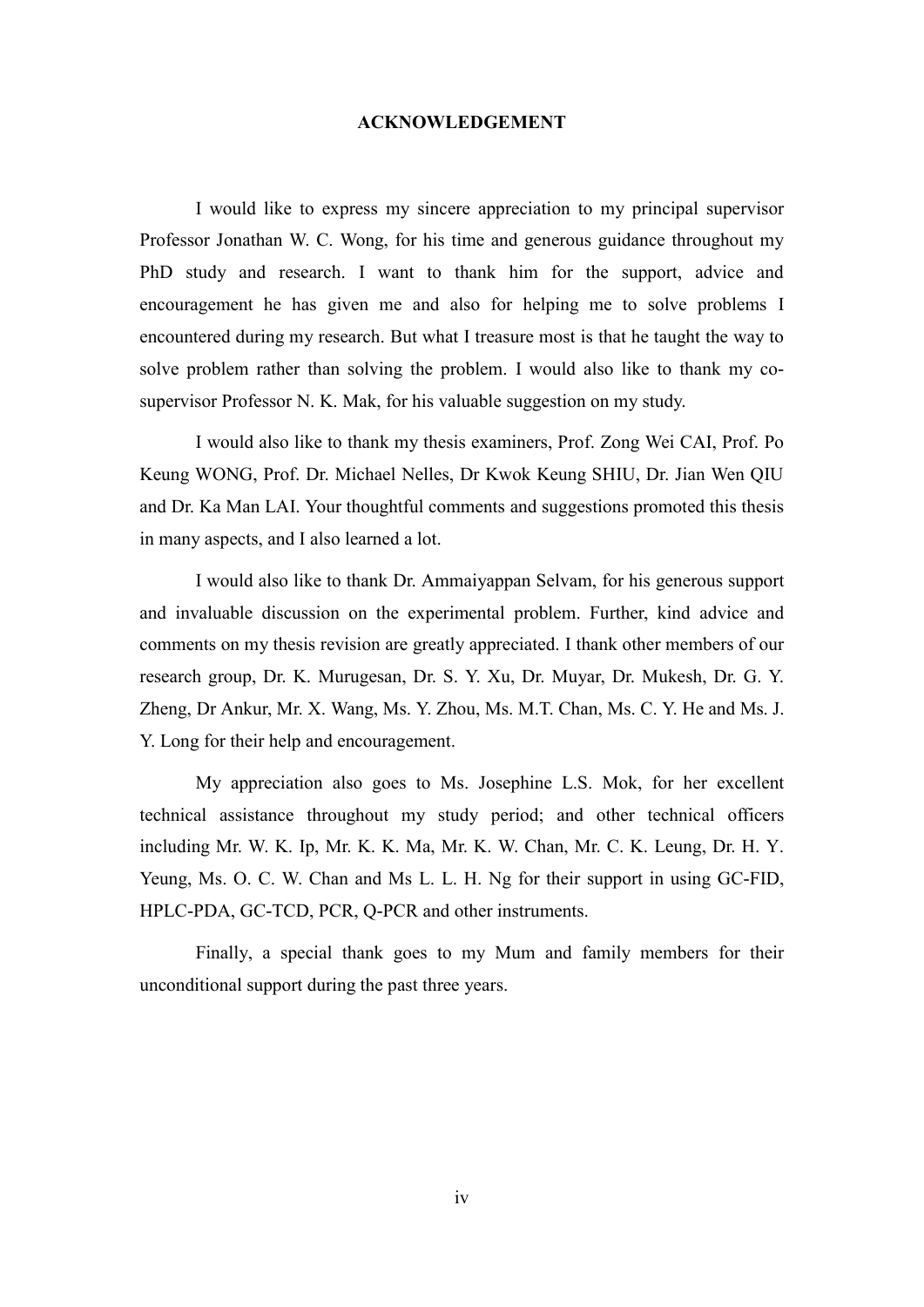# ACKNOWLEDGEMENT

I would like to express my sincere appreciation to my principal supervisor Professor Jonathan W. C. Wong, for his time and generous guidance throughout my PhD study and research. I want to thank him for the support, advice and encouragement he has given me and also for helping me to solve problems I encountered during my research. But what I treasure most is that he taught the way to solve problem rather than solving the problem. I would also like to thank my co-supervisor Professor N. K. Mak, for his valuable suggestion on my study.

I would also like to thank my thesis examiners, Prof. Zong Wei CAI, Prof. Po Keung WONG, Prof. Dr. Michael Nelles, Dr Kwok Keung SHIU, Dr. Jian Wen QIU and Dr. Ka Man LAI. Your thoughtful comments and suggestions promoted this thesis in many aspects, and I also learned a lot.

I would also like to thank Dr. Ammaiyappan Selvam, for his generous support and invaluable discussion on the experimental problem. Further, kind advice and comments on my thesis revision are greatly appreciated. I thank other members of our research group, Dr. K. Murugesan, Dr. S. Y. Xu, Dr. Muyar, Dr. Mukesh, Dr. G. Y. Zheng, Dr Ankur, Mr. X. Wang, Ms. Y. Zhou, Ms. M.T. Chan, Ms. C. Y. He and Ms. J. Y. Long for their help and encouragement.

My appreciation also goes to Ms. Josephine L.S. Mok, for her excellent technical assistance throughout my study period; and other technical officers including Mr. W. K. Ip, Mr. K. K. Ma, Mr. K. W. Chan, Mr. C. K. Leung, Dr. H. Y. Yeung, Ms. O. C. W. Chan and Ms L. L. H. Ng for their support in using GC-FID, HPLC-PDA, GC-TCD, PCR, Q-PCR and other instruments.

Finally, a special thank goes to my Mum and family members for their unconditional support during the past three years.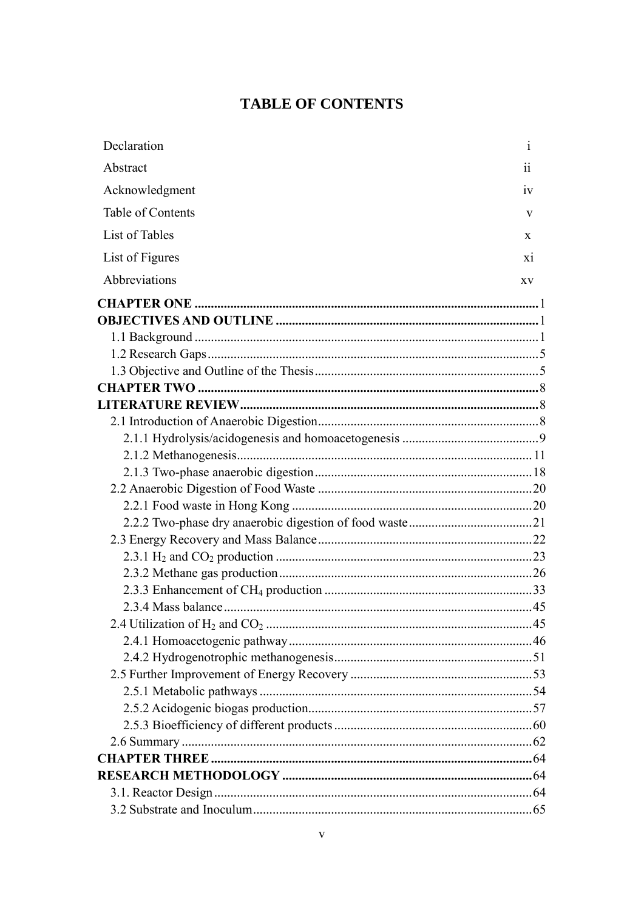# TABLE OF CONTENTS

Declaration i

Abstract ii

Acknowledgment iv

Table of Contents v

List of Tables x

List of Figures xi

Abbreviations xv

**CHAPTER ONE** 1

**OBJECTIVES AND OUTLINE** 1

1.1 Background 1

1.2 Research Gaps 5

1.3 Objective and Outline of the Thesis 5

**CHAPTER TWO** 8

**LITERATURE REVIEW** 8

2.1 Introduction of Anaerobic Digestion 8

2.1.1 Hydrolysis/acidogenesis and homoacetogenesis 9

2.1.2 Methanogenesis 11

2.1.3 Two-phase anaerobic digestion 18

2.2 Anaerobic Digestion of Food Waste 20

2.2.1 Food waste in Hong Kong 20

2.2.2 Two-phase dry anaerobic digestion of food waste 21

2.3 Energy Recovery and Mass Balance 22

2.3.1 $H_2$ and $CO_2$ production 23

2.3.2 Methane gas production 26

2.3.3 Enhancement of $CH_4$ production 33

2.3.4 Mass balance 45

2.4 Utilization of $H_2$ and $CO_2$ 45

2.4.1 Homoacetogenic pathway 46

2.4.2 Hydrogenotrophic methanogenesis 51

2.5 Further Improvement of Energy Recovery 53

2.5.1 Metabolic pathways 54

2.5.2 Acidogenic biogas production 57

2.5.3 Bioefficiency of different products 60

2.6 Summary 62

**CHAPTER THREE** 64

**RESEARCH METHODOLOGY** 64

3.1. Reactor Design 64

3.2 Substrate and Inoculum 65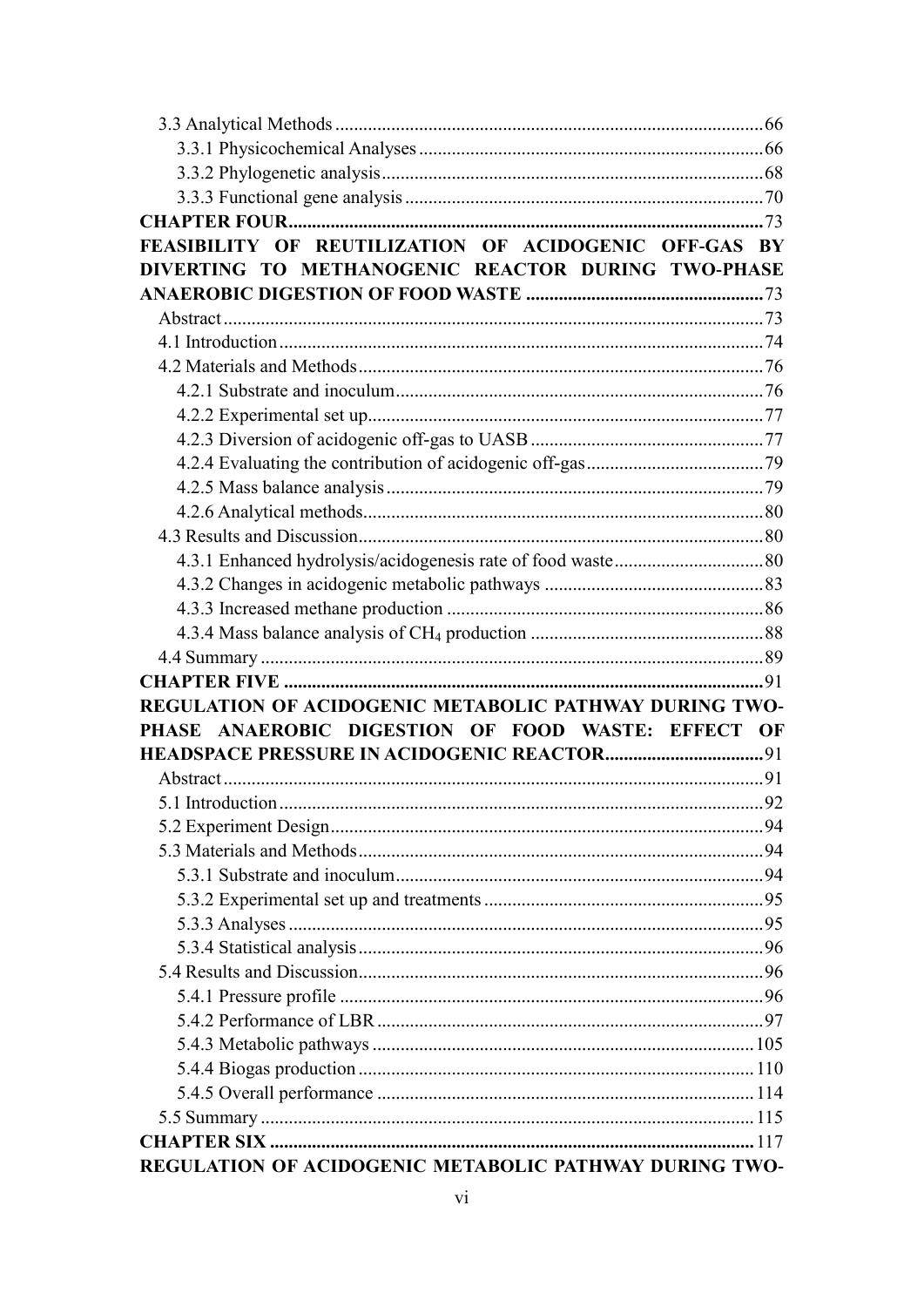3.3 Analytical Methods ........ 66

3.3.1 Physicochemical Analyses ........ 66

3.3.2 Phylogenetic analysis ........ 68

3.3.3 Functional gene analysis ........ 70

**CHAPTER FOUR** ........ 73

**FEASIBILITY OF REUTILIZATION OF ACIDOGENIC OFF-GAS BY DIVERTING TO METHANOGENIC REACTOR DURING TWO-PHASE ANAEROBIC DIGESTION OF FOOD WASTE** ........ 73

Abstract ........ 73

4.1 Introduction ........ 74

4.2 Materials and Methods ........ 76

4.2.1 Substrate and inoculum ........ 76

4.2.2 Experimental set up ........ 77

4.2.3 Diversion of acidogenic off-gas to UASB ........ 77

4.2.4 Evaluating the contribution of acidogenic off-gas ........ 79

4.2.5 Mass balance analysis ........ 79

4.2.6 Analytical methods ........ 80

4.3 Results and Discussion ........ 80

4.3.1 Enhanced hydrolysis/acidogenesis rate of food waste ........ 80

4.3.2 Changes in acidogenic metabolic pathways ........ 83

4.3.3 Increased methane production ........ 86

4.3.4 Mass balance analysis of $CH_4$ production ........ 88

4.4 Summary ........ 89

**CHAPTER FIVE** ........ 91

**REGULATION OF ACIDOGENIC METABOLIC PATHWAY DURING TWO-PHASE ANAEROBIC DIGESTION OF FOOD WASTE: EFFECT OF HEADSPACE PRESSURE IN ACIDOGENIC REACTOR** ........ 91

Abstract ........ 91

5.1 Introduction ........ 92

5.2 Experiment Design ........ 94

5.3 Materials and Methods ........ 94

5.3.1 Substrate and inoculum ........ 94

5.3.2 Experimental set up and treatments ........ 95

5.3.3 Analyses ........ 95

5.3.4 Statistical analysis ........ 96

5.4 Results and Discussion ........ 96

5.4.1 Pressure profile ........ 96

5.4.2 Performance of LBR ........ 97

5.4.3 Metabolic pathways ........ 105

5.4.4 Biogas production ........ 110

5.4.5 Overall performance ........ 114

5.5 Summary ........ 115

**CHAPTER SIX** ........ 117

**REGULATION OF ACIDOGENIC METABOLIC PATHWAY DURING TWO-**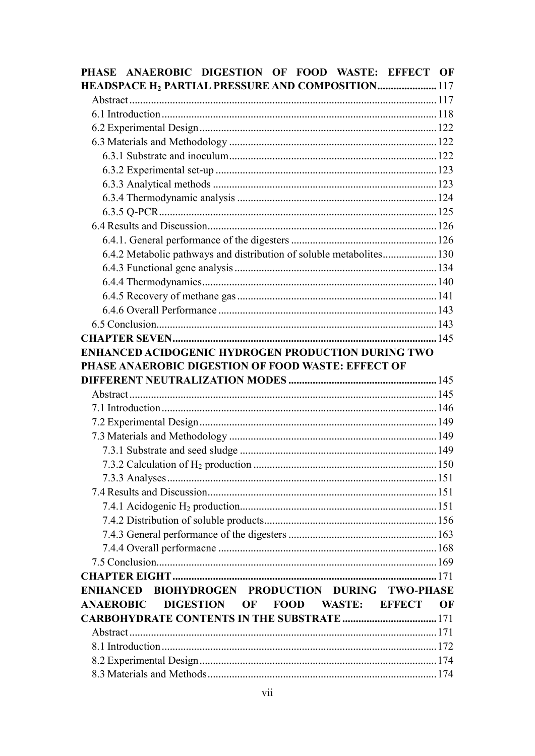**PHASE ANAEROBIC DIGESTION OF FOOD WASTE: EFFECT OF HEADSPACE $H_2$ PARTIAL PRESSURE AND COMPOSITION....................117**

Abstract....................117
6.1 Introduction....................118
6.2 Experimental Design....................122
6.3 Materials and Methodology....................122
- 6.3.1 Substrate and inoculum....................122
- 6.3.2 Experimental set-up....................123
- 6.3.3 Analytical methods....................123
- 6.3.4 Thermodynamic analysis....................124
- 6.3.5 Q-PCR....................125

6.4 Results and Discussion....................126
- 6.4.1. General performance of the digesters....................126
- 6.4.2 Metabolic pathways and distribution of soluble metabolites....................130
- 6.4.3 Functional gene analysis....................134
- 6.4.4 Thermodynamics....................140
- 6.4.5 Recovery of methane gas....................141
- 6.4.6 Overall Performance....................143

6.5 Conclusion....................143

**CHAPTER SEVEN....................145**

**ENHANCED ACIDOGENIC HYDROGEN PRODUCTION DURING TWO PHASE ANAEROBIC DIGESTION OF FOOD WASTE: EFFECT OF DIFFERENT NEUTRALIZATION MODES....................145**

Abstract....................145
7.1 Introduction....................146
7.2 Experimental Design....................149
7.3 Materials and Methodology....................149
- 7.3.1 Substrate and seed sludge....................149
- 7.3.2 Calculation of $H_2$ production....................150
- 7.3.3 Analyses....................151

7.4 Results and Discussion....................151
- 7.4.1 Acidogenic $H_2$ production....................151
- 7.4.2 Distribution of soluble products....................156
- 7.4.3 General performance of the digesters....................163
- 7.4.4 Overall performacne....................168

7.5 Conclusion....................169

**CHAPTER EIGHT....................171**

**ENHANCED BIOHYDROGEN PRODUCTION DURING TWO-PHASE ANAEROBIC DIGESTION OF FOOD WASTE: EFFECT OF CARBOHYDRATE CONTENTS IN THE SUBSTRATE....................171**

Abstract....................171
8.1 Introduction....................172
8.2 Experimental Design....................174
8.3 Materials and Methods....................174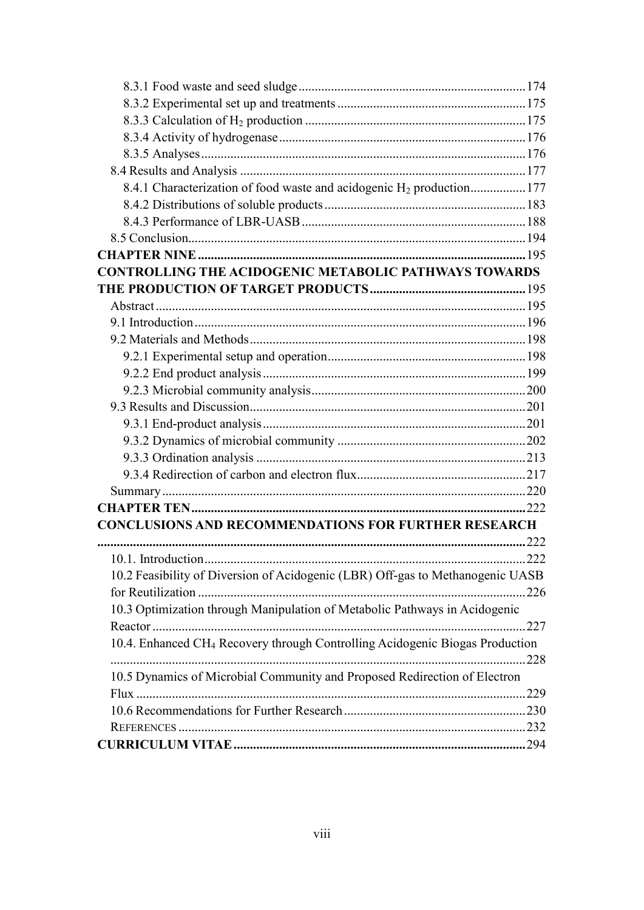8.3.1 Food waste and seed sludge ..... 174
8.3.2 Experimental set up and treatments ..... 175
8.3.3 Calculation of $H_2$ production ..... 175
8.3.4 Activity of hydrogenase ..... 176
8.3.5 Analyses ..... 176
8.4 Results and Analysis ..... 177
8.4.1 Characterization of food waste and acidogenic $H_2$ production ..... 177
8.4.2 Distributions of soluble products ..... 183
8.4.3 Performance of LBR-UASB ..... 188
8.5 Conclusion ..... 194

**CHAPTER NINE ..... 195**

**CONTROLLING THE ACIDOGENIC METABOLIC PATHWAYS TOWARDS THE PRODUCTION OF TARGET PRODUCTS ..... 195**

Abstract ..... 195
9.1 Introduction ..... 196
9.2 Materials and Methods ..... 198
9.2.1 Experimental setup and operation ..... 198
9.2.2 End product analysis ..... 199
9.2.3 Microbial community analysis ..... 200
9.3 Results and Discussion ..... 201
9.3.1 End-product analysis ..... 201
9.3.2 Dynamics of microbial community ..... 202
9.3.3 Ordination analysis ..... 213
9.3.4 Redirection of carbon and electron flux ..... 217
Summary ..... 220

**CHAPTER TEN ..... 222**

**CONCLUSIONS AND RECOMMENDATIONS FOR FURTHER RESEARCH ..... 222**

10.1. Introduction ..... 222
10.2 Feasibility of Diversion of Acidogenic (LBR) Off-gas to Methanogenic UASB for Reutilization ..... 226
10.3 Optimization through Manipulation of Metabolic Pathways in Acidogenic Reactor ..... 227
10.4. Enhanced $CH_4$ Recovery through Controlling Acidogenic Biogas Production ..... 228
10.5 Dynamics of Microbial Community and Proposed Redirection of Electron Flux ..... 229
10.6 Recommendations for Further Research ..... 230
REFERENCES ..... 232

**CURRICULUM VITAE ..... 294**